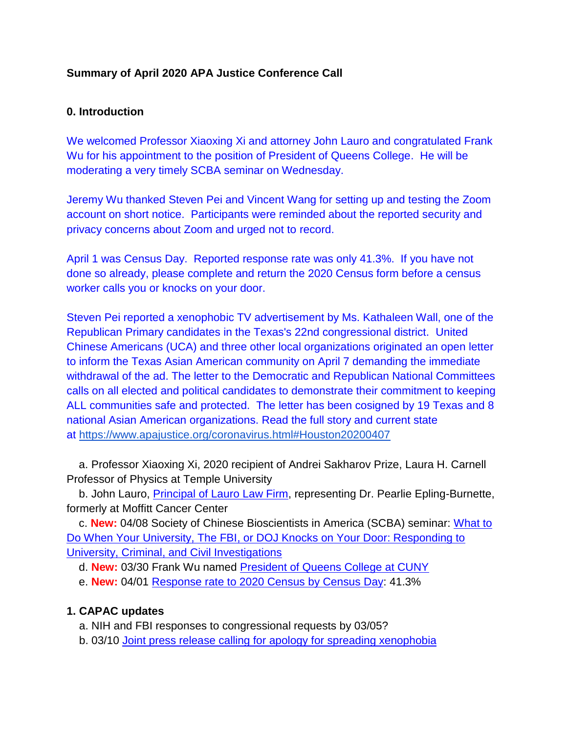**Summary of April 2020 APA Justice Conference Call**

**0. Introduction**

We welcomed Professor Xiaoxing Xi and attorney John Lauro and congratulated Frank Wu for his appointment to the position of President of Queens College. He will be moderating a very timely SCBA seminar on Wednesday.

Jeremy Wu thanked Steven Pei and Vincent Wang for setting up and testing the Zoom account on short notice. Participants were reminded about the reported security and privacy concerns about Zoom and urged not to record.

April 1 was Census Day. Reported response rate was only 41.3%. If you have not done so already, please complete and return the 2020 Census form before a census worker calls you or knocks on your door.

Steven Pei reported a xenophobic TV advertisement by Ms. Kathaleen Wall, one of the Republican Primary candidates in the Texas's 22nd congressional district. United Chinese Americans (UCA) and three other local organizations originated an open letter to inform the Texas Asian American community on April 7 demanding the immediate withdrawal of the ad. The letter to the Democratic and Republican National Committees calls on all elected and political candidates to demonstrate their commitment to keeping ALL communities safe and protected. The letter has been cosigned by 19 Texas and 8 national Asian American organizations. Read the full story and current state at https://www.apajustice.org/coronavirus.html#Houston20200407

a. Professor Xiaoxing Xi, 2020 recipient of Andrei Sakharov Prize, Laura H. Carnell Professor of Physics at Temple University
b. John Lauro, Principal of Lauro Law Firm, representing Dr. Pearlie Epling-Burnette, formerly at Moffitt Cancer Center
c. **New:** 04/08 Society of Chinese Bioscientists in America (SCBA) seminar: What to Do When Your University, The FBI, or DOJ Knocks on Your Door: Responding to University, Criminal, and Civil Investigations
d. **New:** 03/30 Frank Wu named President of Queens College at CUNY
e. **New:** 04/01 Response rate to 2020 Census by Census Day: 41.3%

**1. CAPAC updates**

a. NIH and FBI responses to congressional requests by 03/05?
b. 03/10 Joint press release calling for apology for spreading xenophobia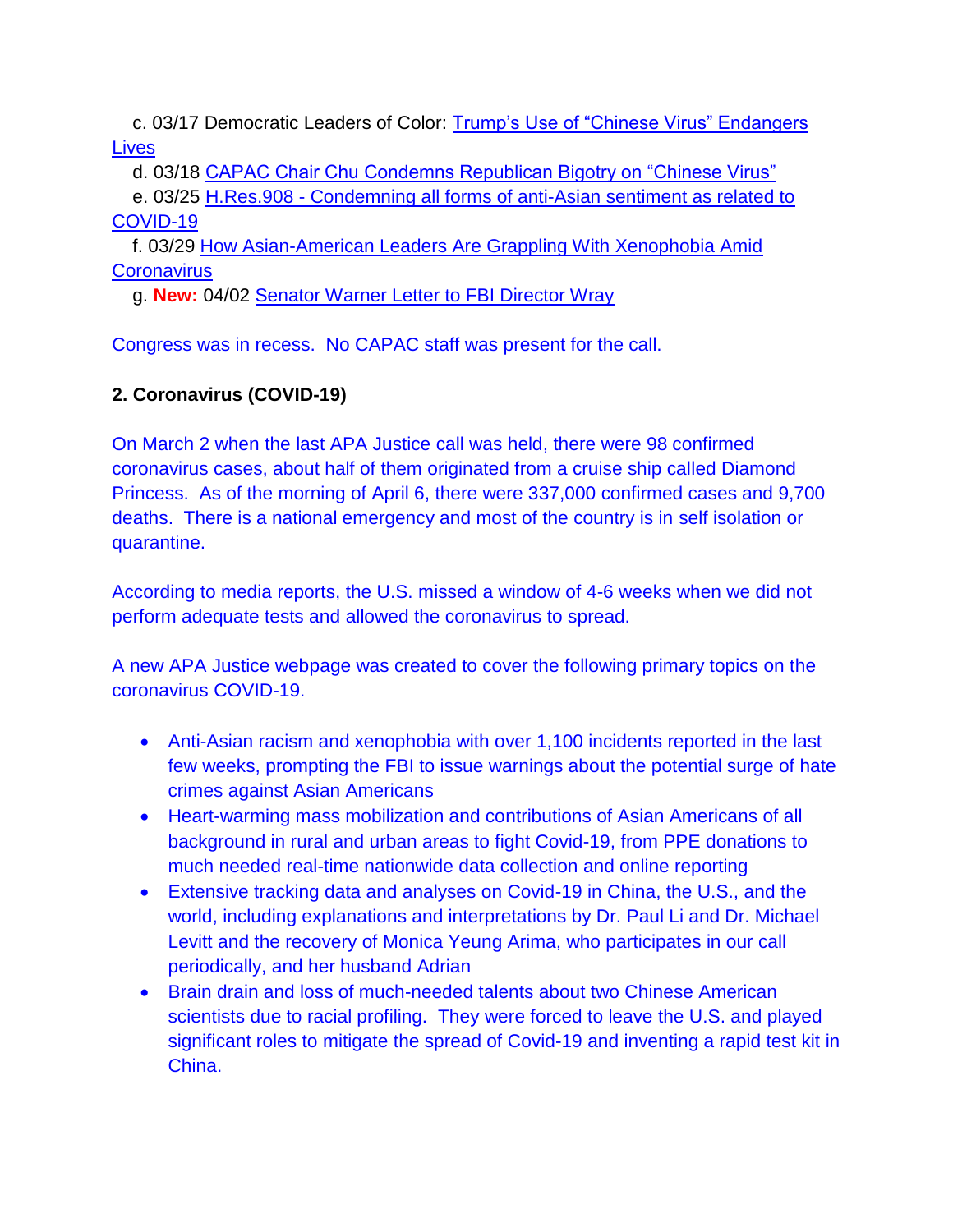c. 03/17 Democratic Leaders of Color: Trump's Use of "Chinese Virus" Endangers Lives

d. 03/18 CAPAC Chair Chu Condemns Republican Bigotry on "Chinese Virus"

e. 03/25 H.Res.908 - Condemning all forms of anti-Asian sentiment as related to COVID-19

f. 03/29 How Asian-American Leaders Are Grappling With Xenophobia Amid Coronavirus

g. **New:** 04/02 Senator Warner Letter to FBI Director Wray

Congress was in recess. No CAPAC staff was present for the call.

**2. Coronavirus (COVID-19)**

On March 2 when the last APA Justice call was held, there were 98 confirmed coronavirus cases, about half of them originated from a cruise ship called Diamond Princess. As of the morning of April 6, there were 337,000 confirmed cases and 9,700 deaths. There is a national emergency and most of the country is in self isolation or quarantine.

According to media reports, the U.S. missed a window of 4-6 weeks when we did not perform adequate tests and allowed the coronavirus to spread.

A new APA Justice webpage was created to cover the following primary topics on the coronavirus COVID-19.

- Anti-Asian racism and xenophobia with over 1,100 incidents reported in the last few weeks, prompting the FBI to issue warnings about the potential surge of hate crimes against Asian Americans
- Heart-warming mass mobilization and contributions of Asian Americans of all background in rural and urban areas to fight Covid-19, from PPE donations to much needed real-time nationwide data collection and online reporting
- Extensive tracking data and analyses on Covid-19 in China, the U.S., and the world, including explanations and interpretations by Dr. Paul Li and Dr. Michael Levitt and the recovery of Monica Yeung Arima, who participates in our call periodically, and her husband Adrian
- Brain drain and loss of much-needed talents about two Chinese American scientists due to racial profiling. They were forced to leave the U.S. and played significant roles to mitigate the spread of Covid-19 and inventing a rapid test kit in China.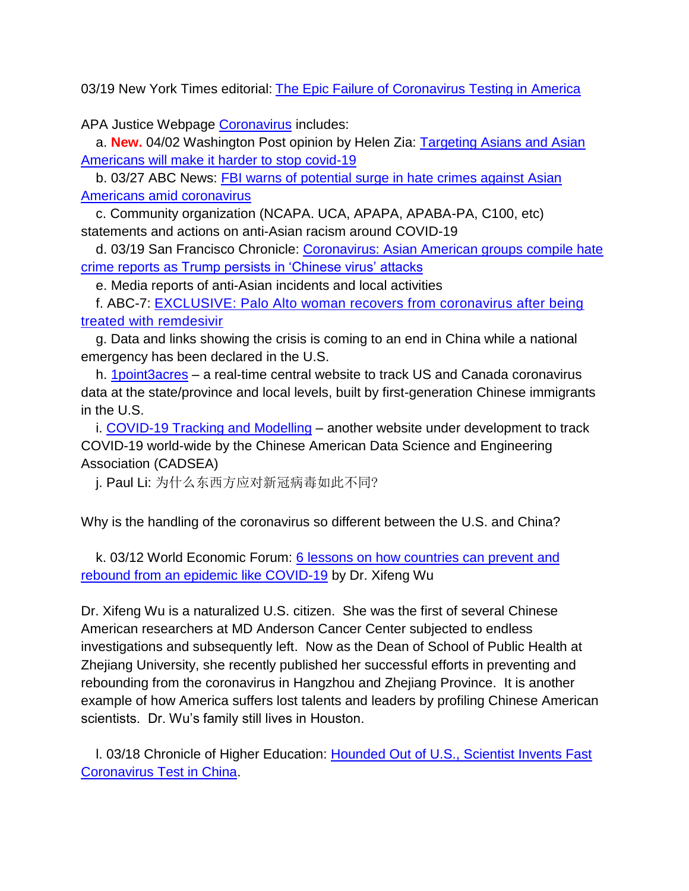03/19 New York Times editorial: [The Epic Failure of Coronavirus Testing in America]

APA Justice Webpage [Coronavirus] includes:

a. **New.** 04/02 Washington Post opinion by Helen Zia: [Targeting Asians and Asian Americans will make it harder to stop covid-19]

b. 03/27 ABC News: [FBI warns of potential surge in hate crimes against Asian Americans amid coronavirus]

c. Community organization (NCAPA. UCA, APAPA, APABA-PA, C100, etc) statements and actions on anti-Asian racism around COVID-19

d. 03/19 San Francisco Chronicle: [Coronavirus: Asian American groups compile hate crime reports as Trump persists in 'Chinese virus' attacks]

e. Media reports of anti-Asian incidents and local activities

f. ABC-7: [EXCLUSIVE: Palo Alto woman recovers from coronavirus after being treated with remdesivir]

g. Data and links showing the crisis is coming to an end in China while a national emergency has been declared in the U.S.

h. [1point3acres] – a real-time central website to track US and Canada coronavirus data at the state/province and local levels, built by first-generation Chinese immigrants in the U.S.

i. [COVID-19 Tracking and Modelling] – another website under development to track COVID-19 world-wide by the Chinese American Data Science and Engineering Association (CADSEA)

j. Paul Li: 为什么东西方应对新冠病毒如此不同?

Why is the handling of the coronavirus so different between the U.S. and China?

k. 03/12 World Economic Forum: [6 lessons on how countries can prevent and rebound from an epidemic like COVID-19] by Dr. Xifeng Wu

Dr. Xifeng Wu is a naturalized U.S. citizen. She was the first of several Chinese American researchers at MD Anderson Cancer Center subjected to endless investigations and subsequently left. Now as the Dean of School of Public Health at Zhejiang University, she recently published her successful efforts in preventing and rebounding from the coronavirus in Hangzhou and Zhejiang Province. It is another example of how America suffers lost talents and leaders by profiling Chinese American scientists. Dr. Wu's family still lives in Houston.

l. 03/18 Chronicle of Higher Education: [Hounded Out of U.S., Scientist Invents Fast Coronavirus Test in China].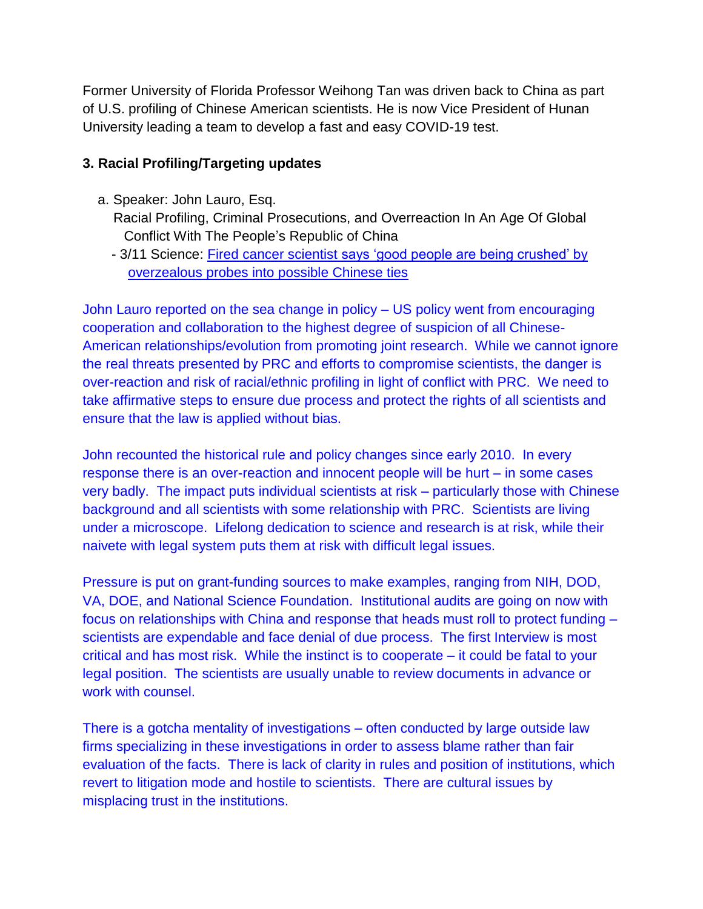Former University of Florida Professor Weihong Tan was driven back to China as part of U.S. profiling of Chinese American scientists. He is now Vice President of Hunan University leading a team to develop a fast and easy COVID-19 test.

### 3. Racial Profiling/Targeting updates

a. Speaker: John Lauro, Esq.
   Racial Profiling, Criminal Prosecutions, and Overreaction In An Age Of Global Conflict With The People's Republic of China
   - 3/11 Science: Fired cancer scientist says 'good people are being crushed' by overzealous probes into possible Chinese ties

John Lauro reported on the sea change in policy – US policy went from encouraging cooperation and collaboration to the highest degree of suspicion of all Chinese-American relationships/evolution from promoting joint research. While we cannot ignore the real threats presented by PRC and efforts to compromise scientists, the danger is over-reaction and risk of racial/ethnic profiling in light of conflict with PRC. We need to take affirmative steps to ensure due process and protect the rights of all scientists and ensure that the law is applied without bias.

John recounted the historical rule and policy changes since early 2010. In every response there is an over-reaction and innocent people will be hurt – in some cases very badly. The impact puts individual scientists at risk – particularly those with Chinese background and all scientists with some relationship with PRC. Scientists are living under a microscope. Lifelong dedication to science and research is at risk, while their naivete with legal system puts them at risk with difficult legal issues.

Pressure is put on grant-funding sources to make examples, ranging from NIH, DOD, VA, DOE, and National Science Foundation. Institutional audits are going on now with focus on relationships with China and response that heads must roll to protect funding – scientists are expendable and face denial of due process. The first Interview is most critical and has most risk. While the instinct is to cooperate – it could be fatal to your legal position. The scientists are usually unable to review documents in advance or work with counsel.

There is a gotcha mentality of investigations – often conducted by large outside law firms specializing in these investigations in order to assess blame rather than fair evaluation of the facts. There is lack of clarity in rules and position of institutions, which revert to litigation mode and hostile to scientists. There are cultural issues by misplacing trust in the institutions.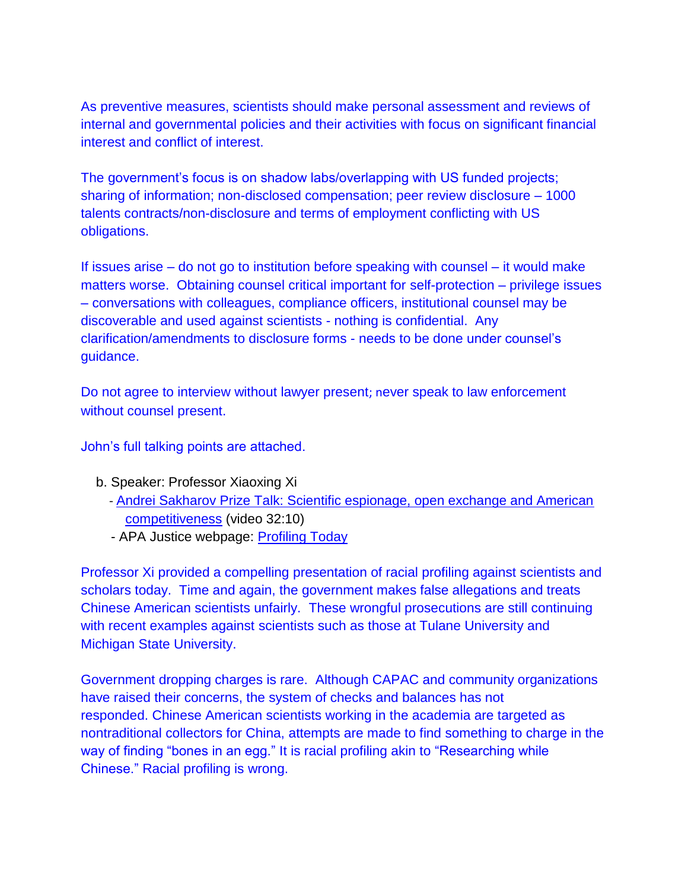As preventive measures, scientists should make personal assessment and reviews of internal and governmental policies and their activities with focus on significant financial interest and conflict of interest.

The government's focus is on shadow labs/overlapping with US funded projects; sharing of information; non-disclosed compensation; peer review disclosure – 1000 talents contracts/non-disclosure and terms of employment conflicting with US obligations.

If issues arise – do not go to institution before speaking with counsel – it would make matters worse. Obtaining counsel critical important for self-protection – privilege issues – conversations with colleagues, compliance officers, institutional counsel may be discoverable and used against scientists - nothing is confidential. Any clarification/amendments to disclosure forms - needs to be done under counsel's guidance.

Do not agree to interview without lawyer present; never speak to law enforcement without counsel present.

John's full talking points are attached.

b. Speaker: Professor Xiaoxing Xi
- Andrei Sakharov Prize Talk: Scientific espionage, open exchange and American competitiveness (video 32:10)
- APA Justice webpage: Profiling Today

Professor Xi provided a compelling presentation of racial profiling against scientists and scholars today. Time and again, the government makes false allegations and treats Chinese American scientists unfairly. These wrongful prosecutions are still continuing with recent examples against scientists such as those at Tulane University and Michigan State University.

Government dropping charges is rare. Although CAPAC and community organizations have raised their concerns, the system of checks and balances has not responded. Chinese American scientists working in the academia are targeted as nontraditional collectors for China, attempts are made to find something to charge in the way of finding "bones in an egg." It is racial profiling akin to "Researching while Chinese." Racial profiling is wrong.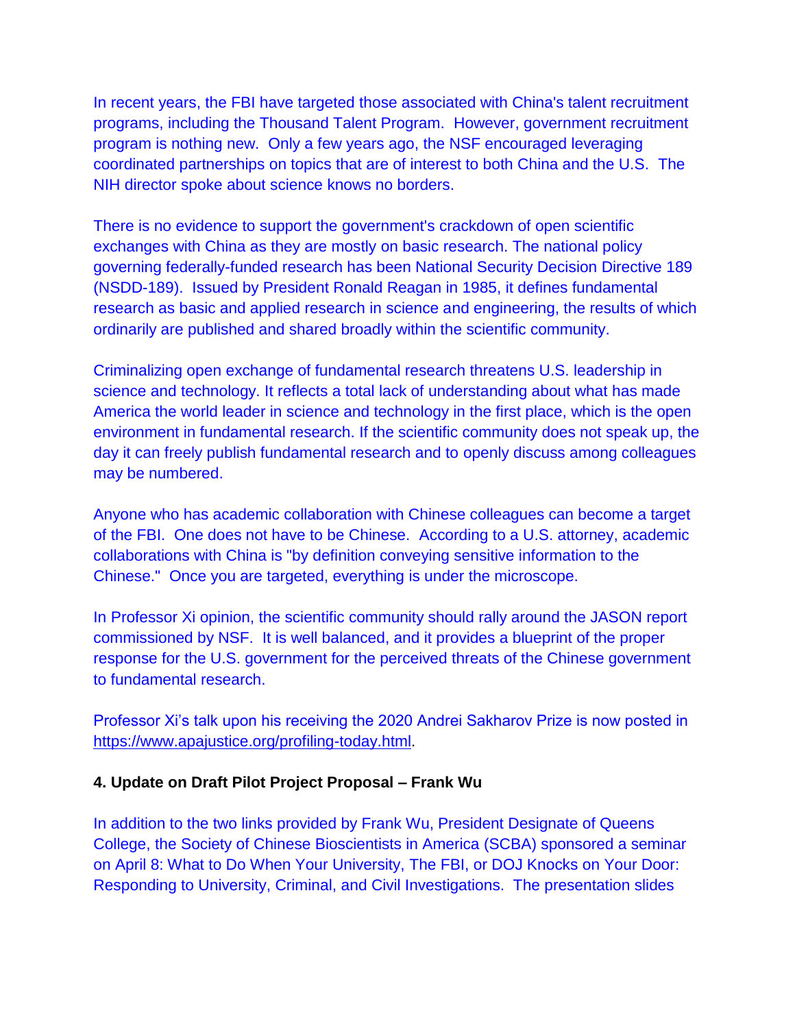In recent years, the FBI have targeted those associated with China's talent recruitment programs, including the Thousand Talent Program. However, government recruitment program is nothing new. Only a few years ago, the NSF encouraged leveraging coordinated partnerships on topics that are of interest to both China and the U.S. The NIH director spoke about science knows no borders.

There is no evidence to support the government's crackdown of open scientific exchanges with China as they are mostly on basic research. The national policy governing federally-funded research has been National Security Decision Directive 189 (NSDD-189). Issued by President Ronald Reagan in 1985, it defines fundamental research as basic and applied research in science and engineering, the results of which ordinarily are published and shared broadly within the scientific community.

Criminalizing open exchange of fundamental research threatens U.S. leadership in science and technology. It reflects a total lack of understanding about what has made America the world leader in science and technology in the first place, which is the open environment in fundamental research. If the scientific community does not speak up, the day it can freely publish fundamental research and to openly discuss among colleagues may be numbered.

Anyone who has academic collaboration with Chinese colleagues can become a target of the FBI. One does not have to be Chinese. According to a U.S. attorney, academic collaborations with China is "by definition conveying sensitive information to the Chinese." Once you are targeted, everything is under the microscope.

In Professor Xi opinion, the scientific community should rally around the JASON report commissioned by NSF. It is well balanced, and it provides a blueprint of the proper response for the U.S. government for the perceived threats of the Chinese government to fundamental research.

Professor Xi's talk upon his receiving the 2020 Andrei Sakharov Prize is now posted in https://www.apajustice.org/profiling-today.html.

**4. Update on Draft Pilot Project Proposal – Frank Wu**

In addition to the two links provided by Frank Wu, President Designate of Queens College, the Society of Chinese Bioscientists in America (SCBA) sponsored a seminar on April 8: What to Do When Your University, The FBI, or DOJ Knocks on Your Door: Responding to University, Criminal, and Civil Investigations. The presentation slides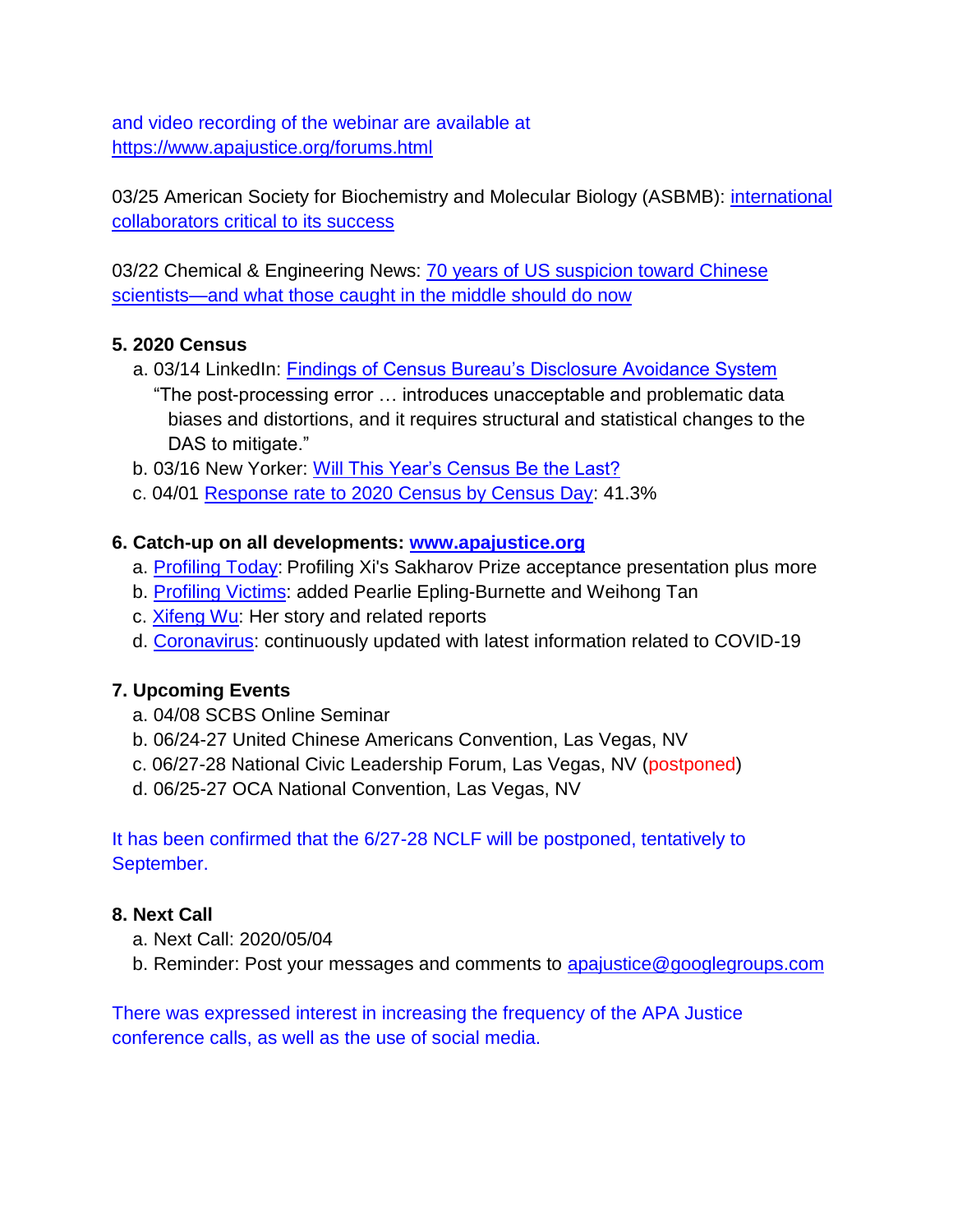and video recording of the webinar are available at https://www.apajustice.org/forums.html

03/25 American Society for Biochemistry and Molecular Biology (ASBMB): international collaborators critical to its success

03/22 Chemical & Engineering News: 70 years of US suspicion toward Chinese scientists—and what those caught in the middle should do now

**5. 2020 Census**

a. 03/14 LinkedIn: Findings of Census Bureau's Disclosure Avoidance System
"The post-processing error … introduces unacceptable and problematic data biases and distortions, and it requires structural and statistical changes to the DAS to mitigate."

b. 03/16 New Yorker: Will This Year's Census Be the Last?

c. 04/01 Response rate to 2020 Census by Census Day: 41.3%

**6. Catch-up on all developments: www.apajustice.org**

a. Profiling Today: Profiling Xi's Sakharov Prize acceptance presentation plus more

b. Profiling Victims: added Pearlie Epling-Burnette and Weihong Tan

c. Xifeng Wu: Her story and related reports

d. Coronavirus: continuously updated with latest information related to COVID-19

**7. Upcoming Events**

a. 04/08 SCBS Online Seminar

b. 06/24-27 United Chinese Americans Convention, Las Vegas, NV

c. 06/27-28 National Civic Leadership Forum, Las Vegas, NV (postponed)

d. 06/25-27 OCA National Convention, Las Vegas, NV

It has been confirmed that the 6/27-28 NCLF will be postponed, tentatively to September.

**8. Next Call**

a. Next Call: 2020/05/04

b. Reminder: Post your messages and comments to apajustice@googlegroups.com

There was expressed interest in increasing the frequency of the APA Justice conference calls, as well as the use of social media.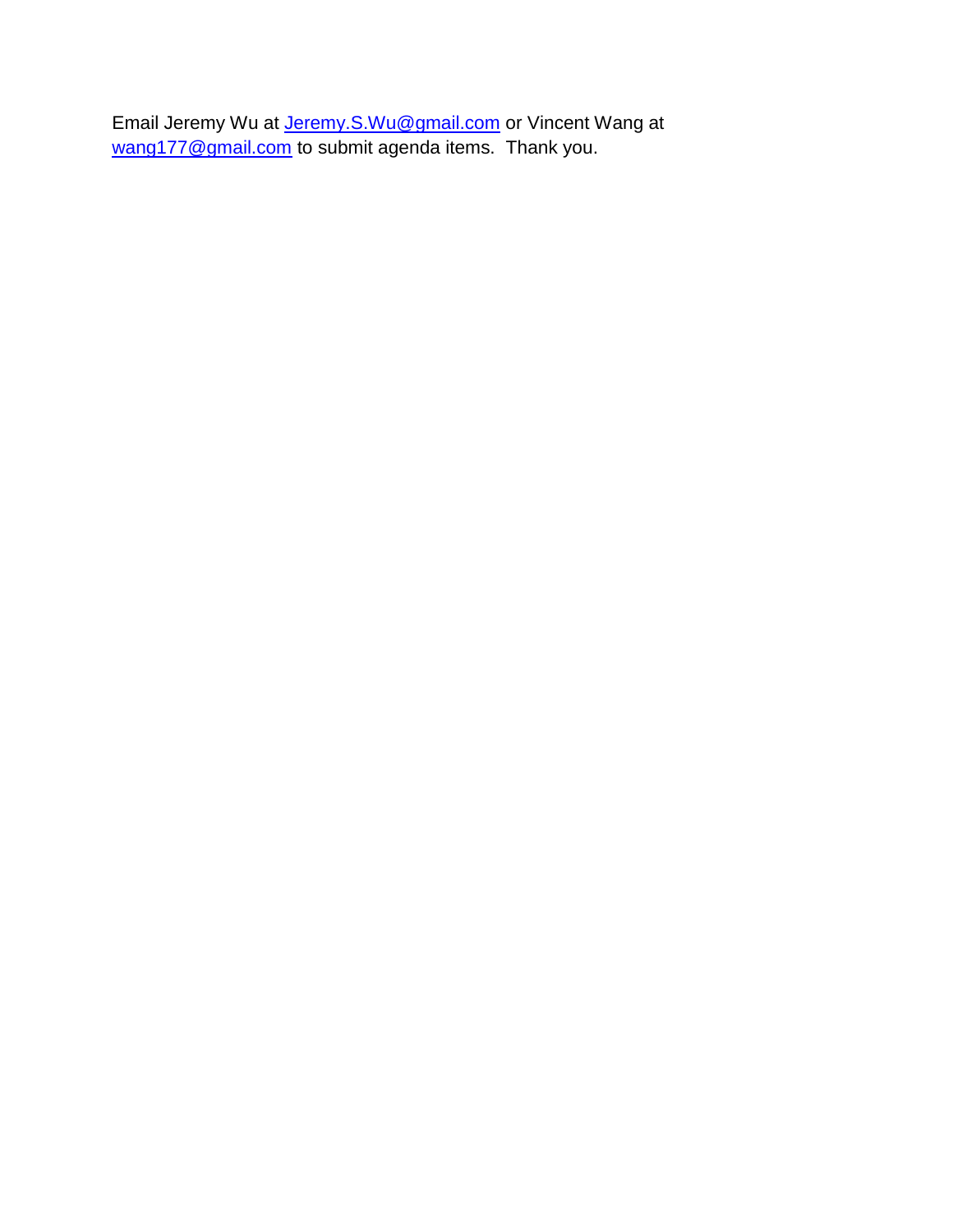Email Jeremy Wu at Jeremy.S.Wu@gmail.com or Vincent Wang at wang177@gmail.com to submit agenda items.  Thank you.